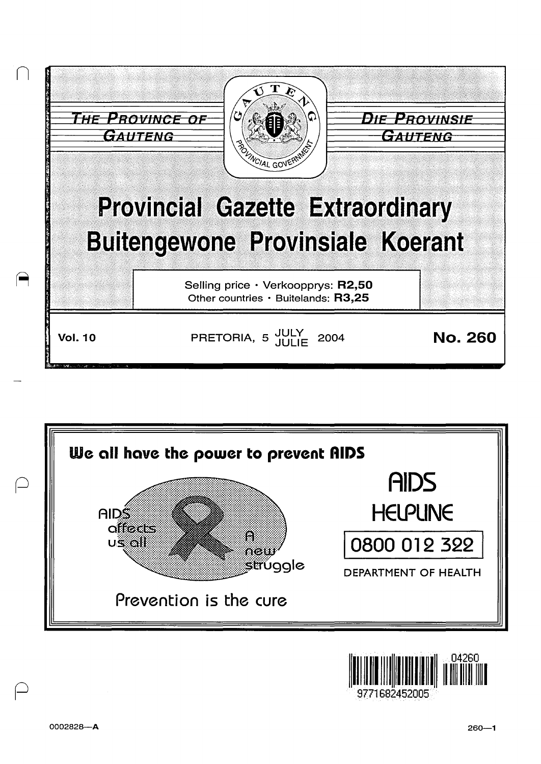THE PROVINCE OF GAUTENG

DIE PROVINSIE GAUTENG

# Provincial Gazette Extraordinary
# Buitengewone Provinsiale Koerant

Selling price · Verkoopprys: **R2,50**
Other countries · Buitelands: **R3,25**

**Vol. 10** PRETORIA, 5 JULY / JULIE 2004 **No. 260**

**We all have the power to prevent AIDS**

AIDS affects us all

A new struggle

Prevention is the cure

AIDS HELPLINE

0800 012 322

DEPARTMENT OF HEALTH

04260

9771682452005

0002828—A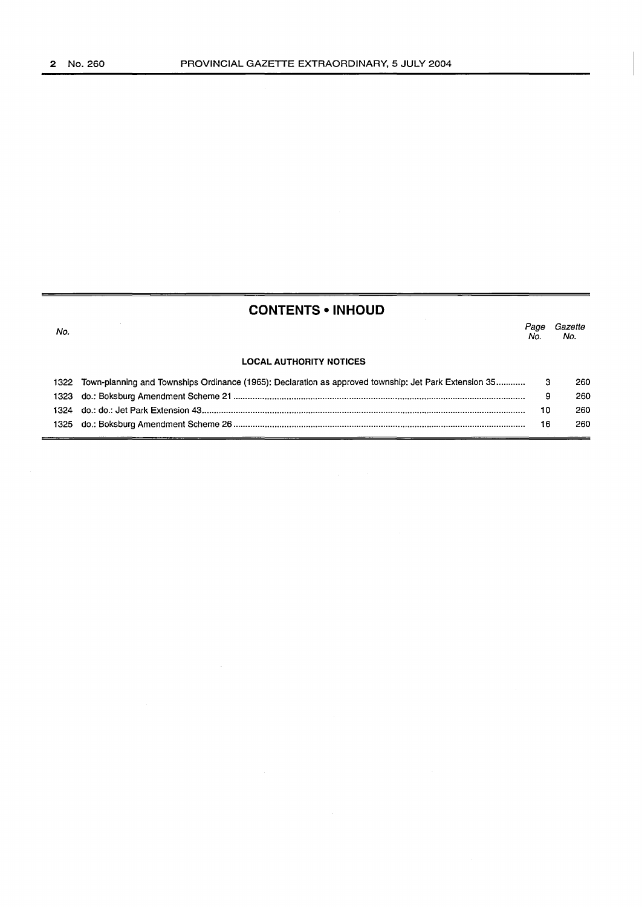## CONTENTS • INHOUD

| No. | | Page No. | Gazette No. |
|---|---|---|---|
| | **LOCAL AUTHORITY NOTICES** | | |
| 1322 | Town-planning and Townships Ordinance (1965): Declaration as approved township: Jet Park Extension 35 | 3 | 260 |
| 1323 | do.: Boksburg Amendment Scheme 21 | 9 | 260 |
| 1324 | do.: do.: Jet Park Extension 43 | 10 | 260 |
| 1325 | do.: Boksburg Amendment Scheme 26 | 16 | 260 |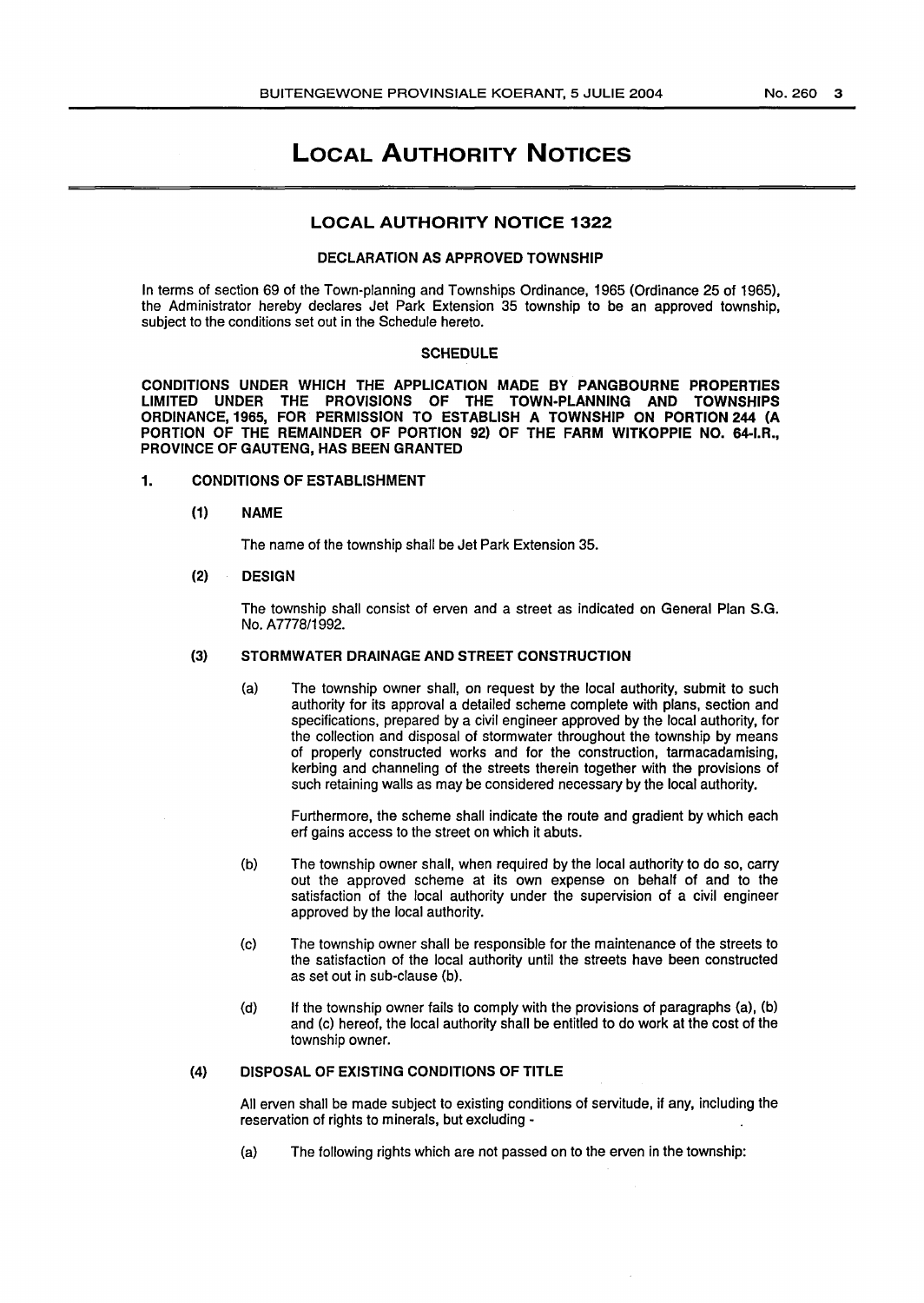# LOCAL AUTHORITY NOTICES

## LOCAL AUTHORITY NOTICE 1322

### DECLARATION AS APPROVED TOWNSHIP

In terms of section 69 of the Town-planning and Townships Ordinance, 1965 (Ordinance 25 of 1965), the Administrator hereby declares Jet Park Extension 35 township to be an approved township, subject to the conditions set out in the Schedule hereto.

### SCHEDULE

**CONDITIONS UNDER WHICH THE APPLICATION MADE BY PANGBOURNE PROPERTIES LIMITED UNDER THE PROVISIONS OF THE TOWN-PLANNING AND TOWNSHIPS ORDINANCE, 1965, FOR PERMISSION TO ESTABLISH A TOWNSHIP ON PORTION 244 (A PORTION OF THE REMAINDER OF PORTION 92) OF THE FARM WITKOPPIE NO. 64-I.R., PROVINCE OF GAUTENG, HAS BEEN GRANTED**

**1. CONDITIONS OF ESTABLISHMENT**

**(1) NAME**

The name of the township shall be Jet Park Extension 35.

**(2) DESIGN**

The township shall consist of erven and a street as indicated on General Plan S.G. No. A7778/1992.

**(3) STORMWATER DRAINAGE AND STREET CONSTRUCTION**

(a) The township owner shall, on request by the local authority, submit to such authority for its approval a detailed scheme complete with plans, section and specifications, prepared by a civil engineer approved by the local authority, for the collection and disposal of stormwater throughout the township by means of properly constructed works and for the construction, tarmacadamising, kerbing and channeling of the streets therein together with the provisions of such retaining walls as may be considered necessary by the local authority.

Furthermore, the scheme shall indicate the route and gradient by which each erf gains access to the street on which it abuts.

(b) The township owner shall, when required by the local authority to do so, carry out the approved scheme at its own expense on behalf of and to the satisfaction of the local authority under the supervision of a civil engineer approved by the local authority.

(c) The township owner shall be responsible for the maintenance of the streets to the satisfaction of the local authority until the streets have been constructed as set out in sub-clause (b).

(d) If the township owner fails to comply with the provisions of paragraphs (a), (b) and (c) hereof, the local authority shall be entitled to do work at the cost of the township owner.

**(4) DISPOSAL OF EXISTING CONDITIONS OF TITLE**

All erven shall be made subject to existing conditions of servitude, if any, including the reservation of rights to minerals, but excluding -

(a) The following rights which are not passed on to the erven in the township: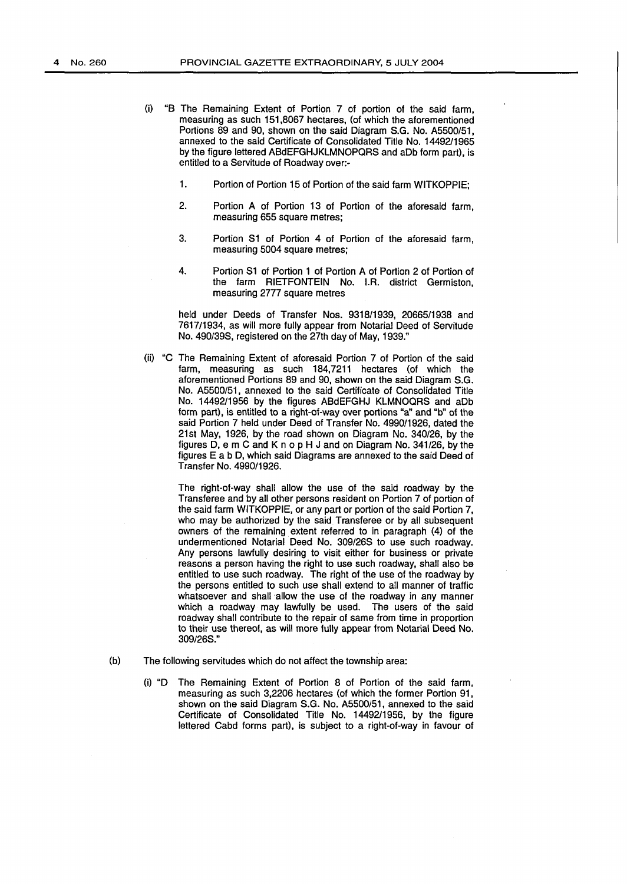(i) "B The Remaining Extent of Portion 7 of portion of the said farm, measuring as such 151,8067 hectares, (of which the aforementioned Portions 89 and 90, shown on the said Diagram S.G. No. A5500/51, annexed to the said Certificate of Consolidated Title No. 14492/1965 by the figure lettered ABdEFGHJKLMNOPQRS and aDb form part), is entitled to a Servitude of Roadway over:-

1. Portion of Portion 15 of Portion of the said farm WITKOPPIE;

2. Portion A of Portion 13 of Portion of the aforesaid farm, measuring 655 square metres;

3. Portion S1 of Portion 4 of Portion of the aforesaid farm, measuring 5004 square metres;

4. Portion S1 of Portion 1 of Portion A of Portion 2 of Portion of the farm RIETFONTEIN No. I.R. district Germiston, measuring 2777 square metres

held under Deeds of Transfer Nos. 9318/1939, 20665/1938 and 7617/1934, as will more fully appear from Notarial Deed of Servitude No. 490/39S, registered on the 27th day of May, 1939."

(ii) "C The Remaining Extent of aforesaid Portion 7 of Portion of the said farm, measuring as such 184,7211 hectares (of which the aforementioned Portions 89 and 90, shown on the said Diagram S.G. No. A5500/51, annexed to the said Certificate of Consolidated Title No. 14492/1956 by the figures ABdEFGHJ KLMNOQRS and aDb form part), is entitled to a right-of-way over portions "a" and "b" of the said Portion 7 held under Deed of Transfer No. 4990/1926, dated the 21st May, 1926, by the road shown on Diagram No. 340/26, by the figures D, e m C and K n o p H J and on Diagram No. 341/26, by the figures E a b D, which said Diagrams are annexed to the said Deed of Transfer No. 4990/1926.

The right-of-way shall allow the use of the said roadway by the Transferee and by all other persons resident on Portion 7 of portion of the said farm WITKOPPIE, or any part or portion of the said Portion 7, who may be authorized by the said Transferee or by all subsequent owners of the remaining extent referred to in paragraph (4) of the undermentioned Notarial Deed No. 309/26S to use such roadway. Any persons lawfully desiring to visit either for business or private reasons a person having the right to use such roadway, shall also be entitled to use such roadway. The right of the use of the roadway by the persons entitled to such use shall extend to all manner of traffic whatsoever and shall allow the use of the roadway in any manner which a roadway may lawfully be used. The users of the said roadway shall contribute to the repair of same from time in proportion to their use thereof, as will more fully appear from Notarial Deed No. 309/26S."

(b) The following servitudes which do not affect the township area:

(i) "D The Remaining Extent of Portion 8 of Portion of the said farm, measuring as such 3,2206 hectares (of which the former Portion 91, shown on the said Diagram S.G. No. A5500/51, annexed to the said Certificate of Consolidated Title No. 14492/1956, by the figure lettered Cabd forms part), is subject to a right-of-way in favour of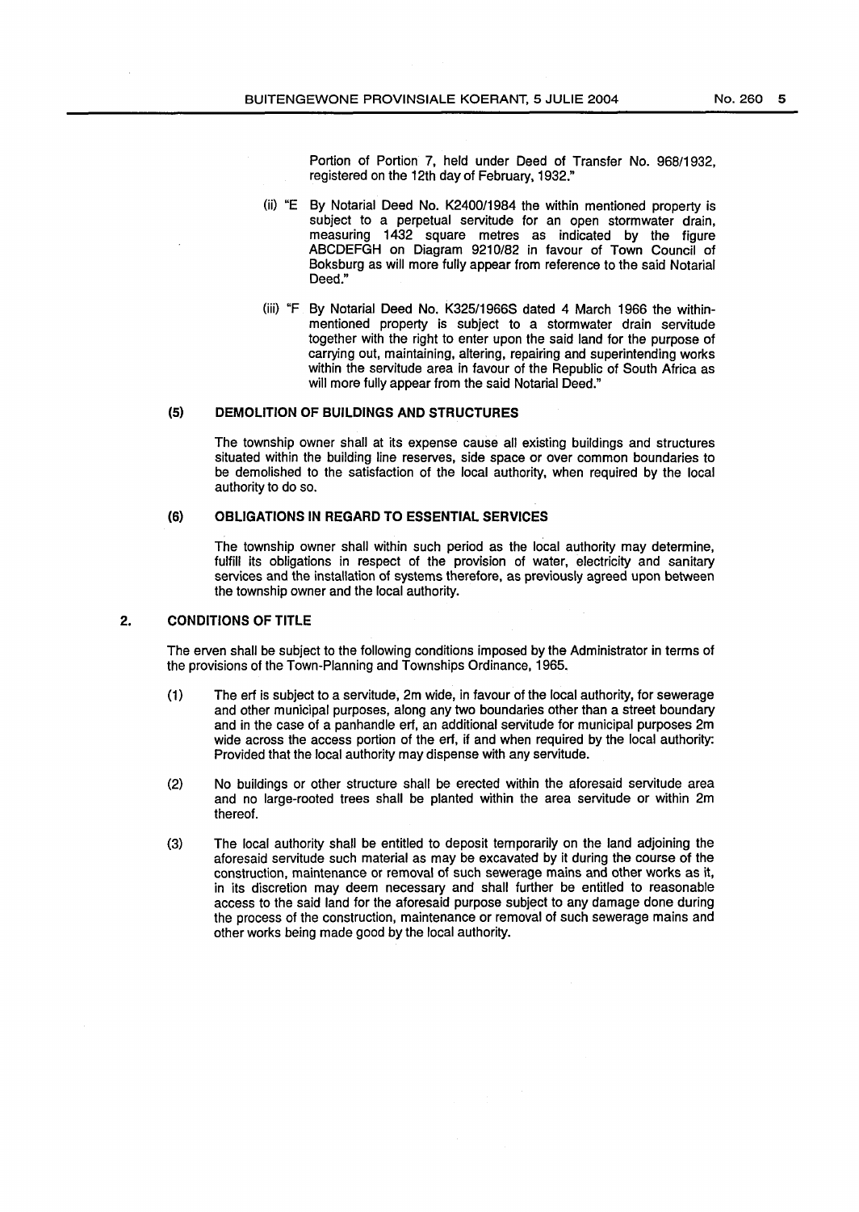Portion of Portion 7, held under Deed of Transfer No. 968/1932, registered on the 12th day of February, 1932."

(ii) "E By Notarial Deed No. K2400/1984 the within mentioned property is subject to a perpetual servitude for an open stormwater drain, measuring 1432 square metres as indicated by the figure ABCDEFGH on Diagram 9210/82 in favour of Town Council of Boksburg as will more fully appear from reference to the said Notarial Deed."

(iii) "F By Notarial Deed No. K325/1966S dated 4 March 1966 the within-mentioned property is subject to a stormwater drain servitude together with the right to enter upon the said land for the purpose of carrying out, maintaining, altering, repairing and superintending works within the servitude area in favour of the Republic of South Africa as will more fully appear from the said Notarial Deed."

**(5) DEMOLITION OF BUILDINGS AND STRUCTURES**

The township owner shall at its expense cause all existing buildings and structures situated within the building line reserves, side space or over common boundaries to be demolished to the satisfaction of the local authority, when required by the local authority to do so.

**(6) OBLIGATIONS IN REGARD TO ESSENTIAL SERVICES**

The township owner shall within such period as the local authority may determine, fulfill its obligations in respect of the provision of water, electricity and sanitary services and the installation of systems therefore, as previously agreed upon between the township owner and the local authority.

**2. CONDITIONS OF TITLE**

The erven shall be subject to the following conditions imposed by the Administrator in terms of the provisions of the Town-Planning and Townships Ordinance, 1965.

(1) The erf is subject to a servitude, 2m wide, in favour of the local authority, for sewerage and other municipal purposes, along any two boundaries other than a street boundary and in the case of a panhandle erf, an additional servitude for municipal purposes 2m wide across the access portion of the erf, if and when required by the local authority: Provided that the local authority may dispense with any servitude.

(2) No buildings or other structure shall be erected within the aforesaid servitude area and no large-rooted trees shall be planted within the area servitude or within 2m thereof.

(3) The local authority shall be entitled to deposit temporarily on the land adjoining the aforesaid servitude such material as may be excavated by it during the course of the construction, maintenance or removal of such sewerage mains and other works as it, in its discretion may deem necessary and shall further be entitled to reasonable access to the said land for the aforesaid purpose subject to any damage done during the process of the construction, maintenance or removal of such sewerage mains and other works being made good by the local authority.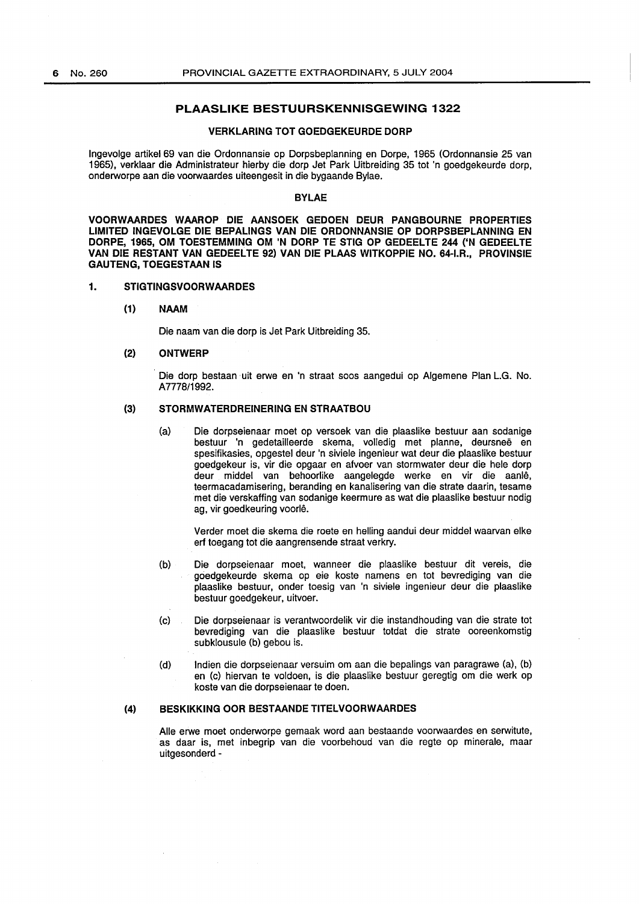## PLAASLIKE BESTUURSKENNISGEWING 1322

### VERKLARING TOT GOEDGEKEURDE DORP

Ingevolge artikel 69 van die Ordonnansie op Dorpsbeplanning en Dorpe, 1965 (Ordonnansie 25 van 1965), verklaar die Administrateur hierby die dorp Jet Park Uitbreiding 35 tot 'n goedgekeurde dorp, onderworpe aan die voorwaardes uiteengesit in die bygaande Bylae.

### BYLAE

**VOORWAARDES WAAROP DIE AANSOEK GEDOEN DEUR PANGBOURNE PROPERTIES LIMITED INGEVOLGE DIE BEPALINGS VAN DIE ORDONNANSIE OP DORPSBEPLANNING EN DORPE, 1965, OM TOESTEMMING OM 'N DORP TE STIG OP GEDEELTE 244 ('N GEDEELTE VAN DIE RESTANT VAN GEDEELTE 92) VAN DIE PLAAS WITKOPPIE NO. 64-I.R., PROVINSIE GAUTENG, TOEGESTAAN IS**

**1. STIGTINGSVOORWAARDES**

**(1) NAAM**

Die naam van die dorp is Jet Park Uitbreiding 35.

**(2) ONTWERP**

Die dorp bestaan uit erwe en 'n straat soos aangedui op Algemene Plan L.G. No. A7778/1992.

**(3) STORMWATERDREINERING EN STRAATBOU**

(a) Die dorpseienaar moet op versoek van die plaaslike bestuur aan sodanige bestuur 'n gedetailleerde skema, volledig met planne, deursneë en spesifikasies, opgestel deur 'n siviele ingenieur wat deur die plaaslike bestuur goedgekeur is, vir die opgaar en afvoer van stormwater deur die hele dorp deur middel van behoorlike aangelegde werke en vir die aanlê, teermacadamisering, beranding en kanalisering van die strate daarin, tesame met die verskaffing van sodanige keermure as wat die plaaslike bestuur nodig ag, vir goedkeuring voorlê.

Verder moet die skema die roete en helling aandui deur middel waarvan elke erf toegang tot die aangrensende straat verkry.

(b) Die dorpseienaar moet, wanneer die plaaslike bestuur dit vereis, die goedgekeurde skema op eie koste namens en tot bevrediging van die plaaslike bestuur, onder toesig van 'n siviele ingenieur deur die plaaslike bestuur goedgekeur, uitvoer.

(c) Die dorpseienaar is verantwoordelik vir die instandhouding van die strate tot bevrediging van die plaaslike bestuur totdat die strate ooreenkomstig subklousule (b) gebou is.

(d) Indien die dorpseienaar versuim om aan die bepalings van paragrawe (a), (b) en (c) hiervan te voldoen, is die plaaslike bestuur geregtig om die werk op koste van die dorpseienaar te doen.

**(4) BESKIKKING OOR BESTAANDE TITELVOORWAARDES**

Alle erwe moet onderworpe gemaak word aan bestaande voorwaardes en serwitute, as daar is, met inbegrip van die voorbehoud van die regte op minerale, maar uitgesonderd -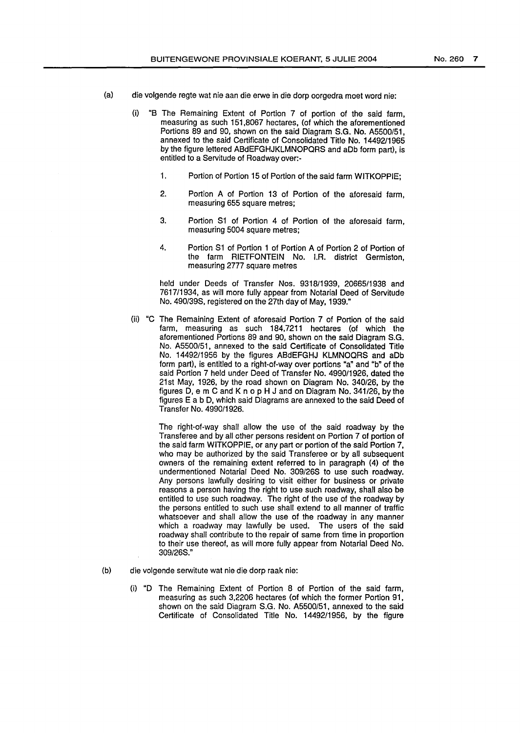(a) die volgende regte wat nie aan die erwe in die dorp oorgedra moet word nie:

(i) "B The Remaining Extent of Portion 7 of portion of the said farm, measuring as such 151,8067 hectares, (of which the aforementioned Portions 89 and 90, shown on the said Diagram S.G. No. A5500/51, annexed to the said Certificate of Consolidated Title No. 14492/1965 by the figure lettered ABdEFGHJKLMNOPQRS and aDb form part), is entitled to a Servitude of Roadway over:-

1. Portion of Portion 15 of Portion of the said farm WITKOPPIE;

2. Portion A of Portion 13 of Portion of the aforesaid farm, measuring 655 square metres;

3. Portion S1 of Portion 4 of Portion of the aforesaid farm, measuring 5004 square metres;

4. Portion S1 of Portion 1 of Portion A of Portion 2 of Portion of the farm RIETFONTEIN No. I.R. district Germiston, measuring 2777 square metres

held under Deeds of Transfer Nos. 9318/1939, 20665/1938 and 7617/1934, as will more fully appear from Notarial Deed of Servitude No. 490/39S, registered on the 27th day of May, 1939."

(ii) "C The Remaining Extent of aforesaid Portion 7 of Portion of the said farm, measuring as such 184,7211 hectares (of which the aforementioned Portions 89 and 90, shown on the said Diagram S.G. No. A5500/51, annexed to the said Certificate of Consolidated Title No. 14492/1956 by the figures ABdEFGHJ KLMNOQRS and aDb form part), is entitled to a right-of-way over portions "a" and "b" of the said Portion 7 held under Deed of Transfer No. 4990/1926, dated the 21st May, 1926, by the road shown on Diagram No. 340/26, by the figures D, e m C and K n o p H J and on Diagram No. 341/26, by the figures E a b D, which said Diagrams are annexed to the said Deed of Transfer No. 4990/1926.

The right-of-way shall allow the use of the said roadway by the Transferee and by all other persons resident on Portion 7 of portion of the said farm WITKOPPIE, or any part or portion of the said Portion 7, who may be authorized by the said Transferee or by all subsequent owners of the remaining extent referred to in paragraph (4) of the undermentioned Notarial Deed No. 309/26S to use such roadway. Any persons lawfully desiring to visit either for business or private reasons a person having the right to use such roadway, shall also be entitled to use such roadway. The right of the use of the roadway by the persons entitled to such use shall extend to all manner of traffic whatsoever and shall allow the use of the roadway in any manner which a roadway may lawfully be used. The users of the said roadway shall contribute to the repair of same from time in proportion to their use thereof, as will more fully appear from Notarial Deed No. 309/26S."

(b) die volgende serwitute wat nie die dorp raak nie:

(i) "D The Remaining Extent of Portion 8 of Portion of the said farm, measuring as such 3,2206 hectares (of which the former Portion 91, shown on the said Diagram S.G. No. A5500/51, annexed to the said Certificate of Consolidated Title No. 14492/1956, by the figure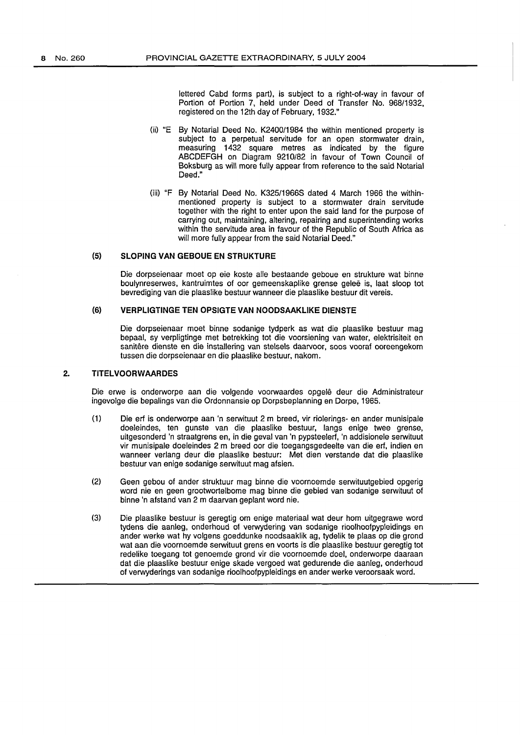lettered Cabd forms part), is subject to a right-of-way in favour of Portion of Portion 7, held under Deed of Transfer No. 968/1932, registered on the 12th day of February, 1932."

(ii) "E By Notarial Deed No. K2400/1984 the within mentioned property is subject to a perpetual servitude for an open stormwater drain, measuring 1432 square metres as indicated by the figure ABCDEFGH on Diagram 9210/82 in favour of Town Council of Boksburg as will more fully appear from reference to the said Notarial Deed."

(iii) "F By Notarial Deed No. K325/1966S dated 4 March 1966 the within-mentioned property is subject to a stormwater drain servitude together with the right to enter upon the said land for the purpose of carrying out, maintaining, altering, repairing and superintending works within the servitude area in favour of the Republic of South Africa as will more fully appear from the said Notarial Deed."

### (5) SLOPING VAN GEBOUE EN STRUKTURE

Die dorpseienaar moet op eie koste alle bestaande geboue en strukture wat binne boulynreserwes, kantruimtes of oor gemeenskaplike grense geleë is, laat sloop tot bevrediging van die plaaslike bestuur wanneer die plaaslike bestuur dit vereis.

### (6) VERPLIGTINGE TEN OPSIGTE VAN NOODSAAKLIKE DIENSTE

Die dorpseienaar moet binne sodanige tydperk as wat die plaaslike bestuur mag bepaal, sy verpligtinge met betrekking tot die voorsiening van water, elektrisiteit en sanitêre dienste en die installering van stelsels daarvoor, soos vooraf ooreengekom tussen die dorpseienaar en die plaaslike bestuur, nakom.

## 2. TITELVOORWAARDES

Die erwe is onderworpe aan die volgende voorwaardes opgelê deur die Administrateur ingevolge die bepalings van die Ordonnansie op Dorpsbeplanning en Dorpe, 1965.

(1) Die erf is onderworpe aan 'n serwituut 2 m breed, vir riolerings- en ander munisipale doeleindes, ten gunste van die plaaslike bestuur, langs enige twee grense, uitgesonderd 'n straatgrens en, in die geval van 'n pypsteelerf, 'n addisionele serwituut vir munisipale doeleindes 2 m breed oor die toegangsgedeelte van die erf, indien en wanneer verlang deur die plaaslike bestuur: Met dien verstande dat die plaaslike bestuur van enige sodanige serwituut mag afsien.

(2) Geen gebou of ander struktuur mag binne die voornoemde serwituutgebied opgerig word nie en geen grootwortelbome mag binne die gebied van sodanige serwituut of binne 'n afstand van 2 m daarvan geplant word nie.

(3) Die plaaslike bestuur is geregtig om enige materiaal wat deur hom uitgegrawe word tydens die aanleg, onderhoud of verwydering van sodanige rioolhoofpypleidings en ander werke wat hy volgens goeddunke noodsaaklik ag, tydelik te plaas op die grond wat aan die voornoemde serwituut grens en voorts is die plaaslike bestuur geregtig tot redelike toegang tot genoemde grond vir die voornoemde doel, onderworpe daaraan dat die plaaslike bestuur enige skade vergoed wat gedurende die aanleg, onderhoud of verwyderings van sodanige rioolhoofpypleidings en ander werke veroorsaak word.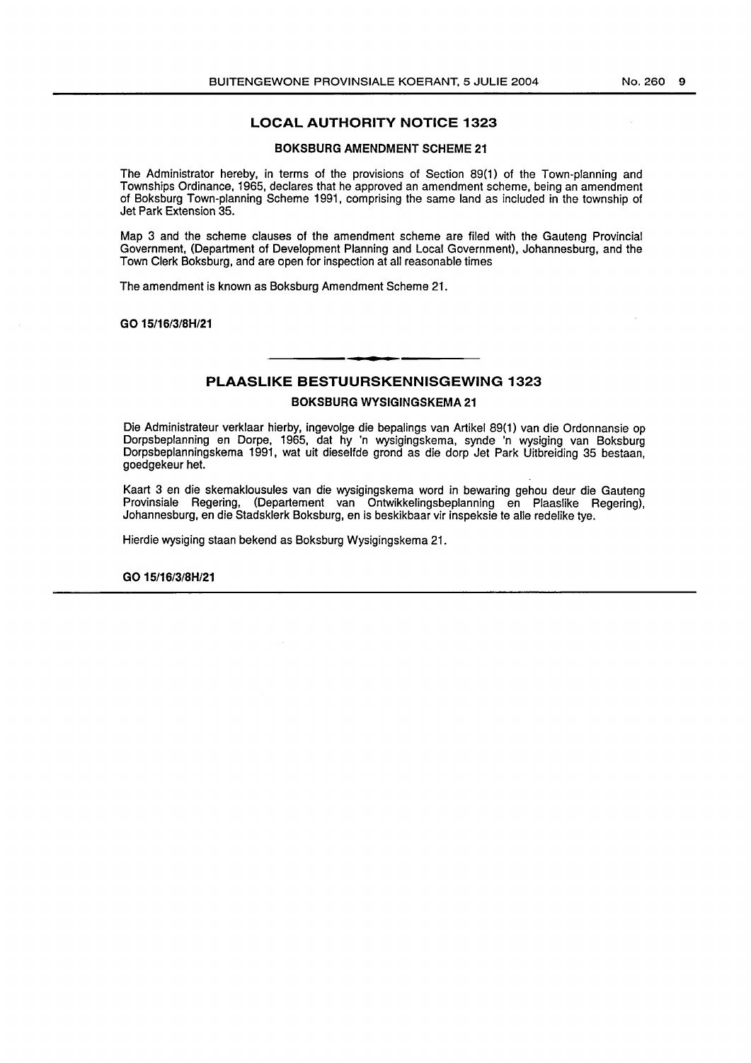## LOCAL AUTHORITY NOTICE 1323

### BOKSBURG AMENDMENT SCHEME 21

The Administrator hereby, in terms of the provisions of Section 89(1) of the Town-planning and Townships Ordinance, 1965, declares that he approved an amendment scheme, being an amendment of Boksburg Town-planning Scheme 1991, comprising the same land as included in the township of Jet Park Extension 35.

Map 3 and the scheme clauses of the amendment scheme are filed with the Gauteng Provincial Government, (Department of Development Planning and Local Government), Johannesburg, and the Town Clerk Boksburg, and are open for inspection at all reasonable times

The amendment is known as Boksburg Amendment Scheme 21.

**GO 15/16/3/8H/21**

---

## PLAASLIKE BESTUURSKENNISGEWING 1323

### BOKSBURG WYSIGINGSKEMA 21

Die Administrateur verklaar hierby, ingevolge die bepalings van Artikel 89(1) van die Ordonnansie op Dorpsbeplanning en Dorpe, 1965, dat hy 'n wysigingskema, synde 'n wysiging van Boksburg Dorpsbeplanningskema 1991, wat uit dieselfde grond as die dorp Jet Park Uitbreiding 35 bestaan, goedgekeur het.

Kaart 3 en die skemaklousules van die wysigingskema word in bewaring gehou deur die Gauteng Provinsiale Regering, (Departement van Ontwikkelingsbeplanning en Plaaslike Regering), Johannesburg, en die Stadsklerk Boksburg, en is beskikbaar vir inspeksie te alle redelike tye.

Hierdie wysiging staan bekend as Boksburg Wysigingskema 21.

**GO 15/16/3/8H/21**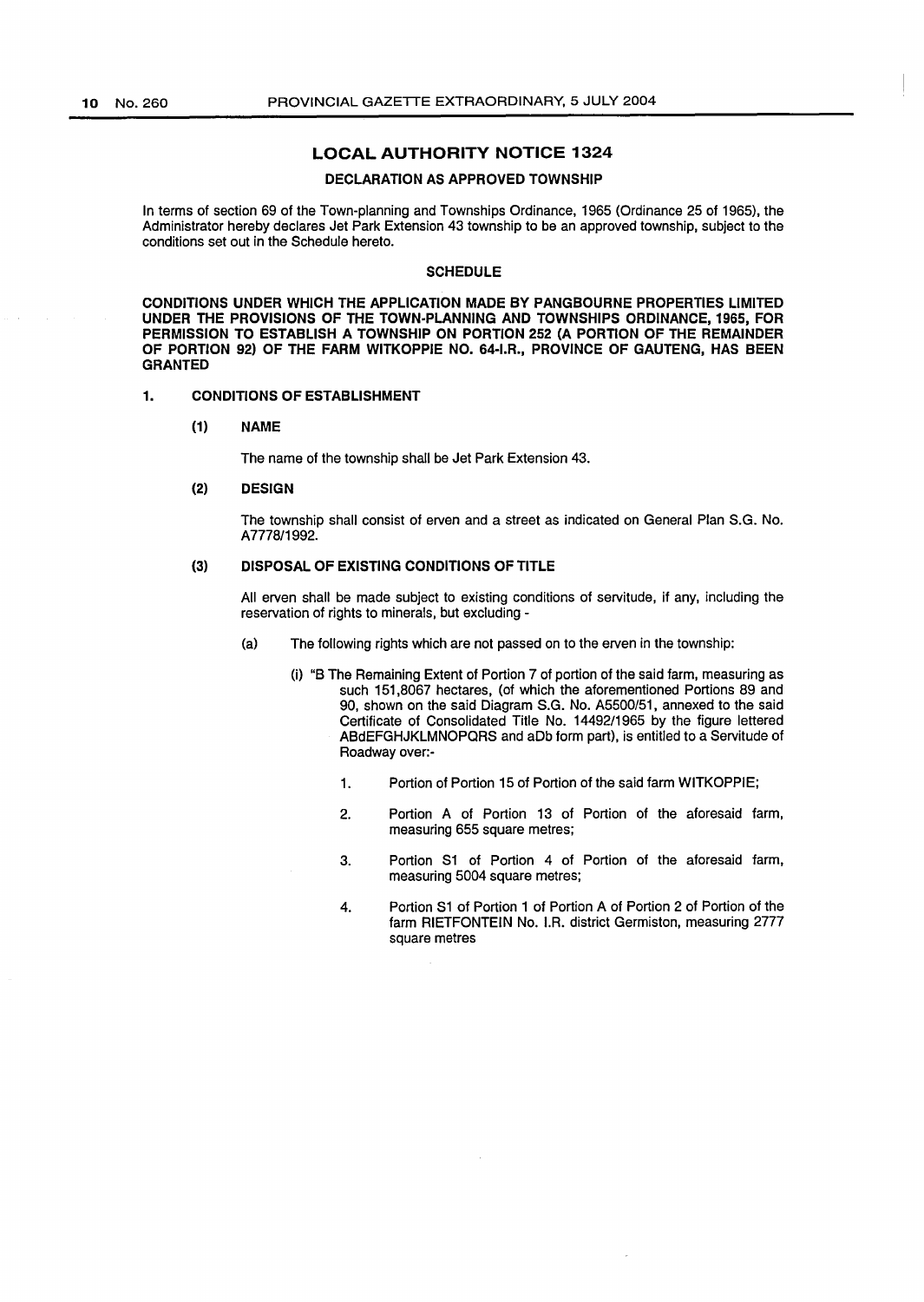## LOCAL AUTHORITY NOTICE 1324

### DECLARATION AS APPROVED TOWNSHIP

In terms of section 69 of the Town-planning and Townships Ordinance, 1965 (Ordinance 25 of 1965), the Administrator hereby declares Jet Park Extension 43 township to be an approved township, subject to the conditions set out in the Schedule hereto.

### SCHEDULE

**CONDITIONS UNDER WHICH THE APPLICATION MADE BY PANGBOURNE PROPERTIES LIMITED UNDER THE PROVISIONS OF THE TOWN-PLANNING AND TOWNSHIPS ORDINANCE, 1965, FOR PERMISSION TO ESTABLISH A TOWNSHIP ON PORTION 252 (A PORTION OF THE REMAINDER OF PORTION 92) OF THE FARM WITKOPPIE NO. 64-I.R., PROVINCE OF GAUTENG, HAS BEEN GRANTED**

**1. CONDITIONS OF ESTABLISHMENT**

**(1) NAME**

The name of the township shall be Jet Park Extension 43.

**(2) DESIGN**

The township shall consist of erven and a street as indicated on General Plan S.G. No. A7778/1992.

**(3) DISPOSAL OF EXISTING CONDITIONS OF TITLE**

All erven shall be made subject to existing conditions of servitude, if any, including the reservation of rights to minerals, but excluding -

(a) The following rights which are not passed on to the erven in the township:

(i) "B The Remaining Extent of Portion 7 of portion of the said farm, measuring as such 151,8067 hectares, (of which the aforementioned Portions 89 and 90, shown on the said Diagram S.G. No. A5500/51, annexed to the said Certificate of Consolidated Title No. 14492/1965 by the figure lettered ABdEFGHJKLMNOPQRS and aDb form part), is entitled to a Servitude of Roadway over:-

1. Portion of Portion 15 of Portion of the said farm WITKOPPIE;
2. Portion A of Portion 13 of Portion of the aforesaid farm, measuring 655 square metres;
3. Portion S1 of Portion 4 of Portion of the aforesaid farm, measuring 5004 square metres;
4. Portion S1 of Portion 1 of Portion A of Portion 2 of Portion of the farm RIETFONTEIN No. I.R. district Germiston, measuring 2777 square metres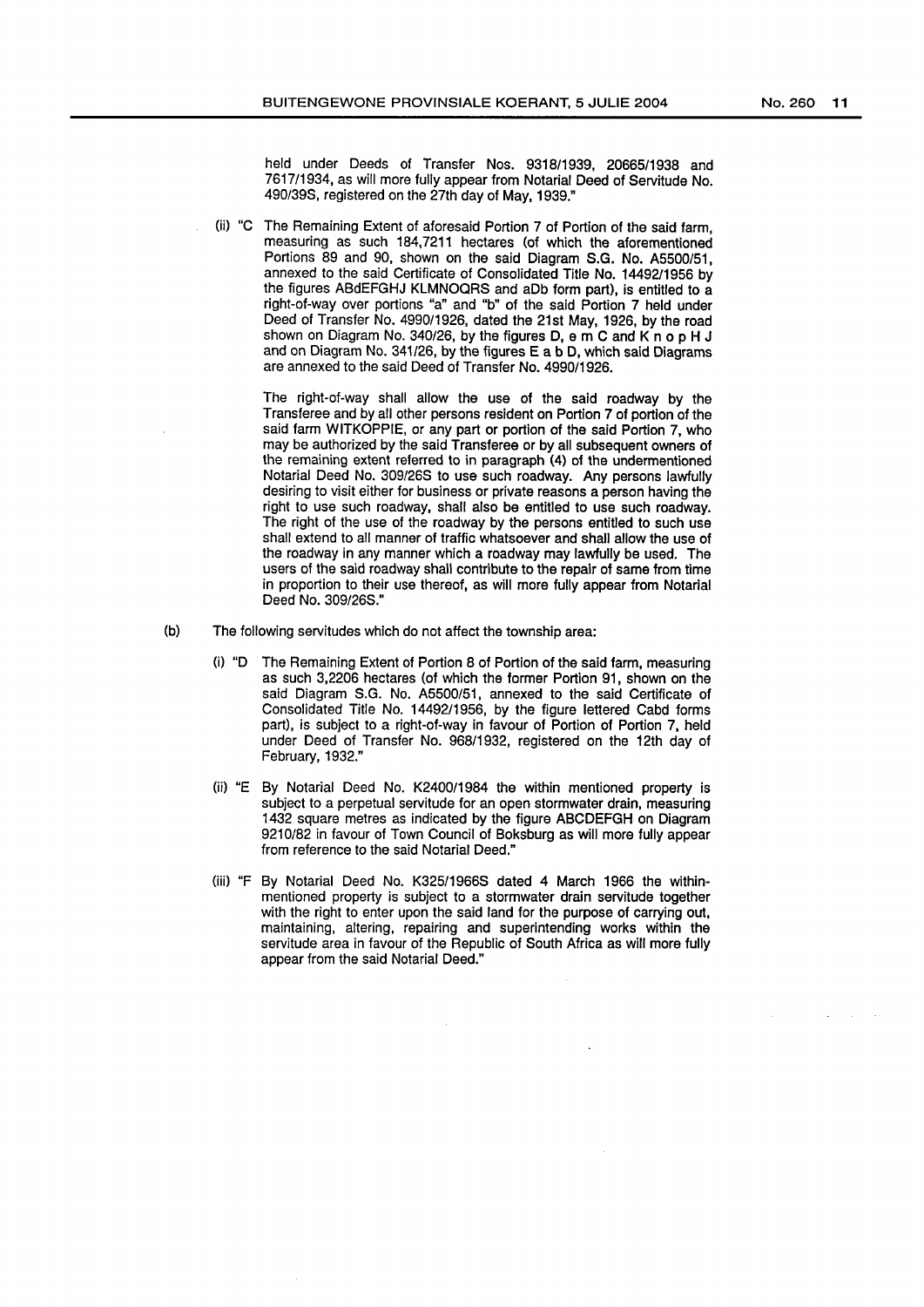held under Deeds of Transfer Nos. 9318/1939, 20665/1938 and 7617/1934, as will more fully appear from Notarial Deed of Servitude No. 490/39S, registered on the 27th day of May, 1939."

(ii) "C The Remaining Extent of aforesaid Portion 7 of Portion of the said farm, measuring as such 184,7211 hectares (of which the aforementioned Portions 89 and 90, shown on the said Diagram S.G. No. A5500/51, annexed to the said Certificate of Consolidated Title No. 14492/1956 by the figures ABdEFGHJ KLMNOQRS and aDb form part), is entitled to a right-of-way over portions "a" and "b" of the said Portion 7 held under Deed of Transfer No. 4990/1926, dated the 21st May, 1926, by the road shown on Diagram No. 340/26, by the figures D, e m C and K n o p H J and on Diagram No. 341/26, by the figures E a b D, which said Diagrams are annexed to the said Deed of Transfer No. 4990/1926.

The right-of-way shall allow the use of the said roadway by the Transferee and by all other persons resident on Portion 7 of portion of the said farm WITKOPPIE, or any part or portion of the said Portion 7, who may be authorized by the said Transferee or by all subsequent owners of the remaining extent referred to in paragraph (4) of the undermentioned Notarial Deed No. 309/26S to use such roadway. Any persons lawfully desiring to visit either for business or private reasons a person having the right to use such roadway, shall also be entitled to use such roadway. The right of the use of the roadway by the persons entitled to such use shall extend to all manner of traffic whatsoever and shall allow the use of the roadway in any manner which a roadway may lawfully be used. The users of the said roadway shall contribute to the repair of same from time in proportion to their use thereof, as will more fully appear from Notarial Deed No. 309/26S."

(b) The following servitudes which do not affect the township area:

(i) "D The Remaining Extent of Portion 8 of Portion of the said farm, measuring as such 3,2206 hectares (of which the former Portion 91, shown on the said Diagram S.G. No. A5500/51, annexed to the said Certificate of Consolidated Title No. 14492/1956, by the figure lettered Cabd forms part), is subject to a right-of-way in favour of Portion of Portion 7, held under Deed of Transfer No. 968/1932, registered on the 12th day of February, 1932."

(ii) "E By Notarial Deed No. K2400/1984 the within mentioned property is subject to a perpetual servitude for an open stormwater drain, measuring 1432 square metres as indicated by the figure ABCDEFGH on Diagram 9210/82 in favour of Town Council of Boksburg as will more fully appear from reference to the said Notarial Deed."

(iii) "F By Notarial Deed No. K325/1966S dated 4 March 1966 the within-mentioned property is subject to a stormwater drain servitude together with the right to enter upon the said land for the purpose of carrying out, maintaining, altering, repairing and superintending works within the servitude area in favour of the Republic of South Africa as will more fully appear from the said Notarial Deed."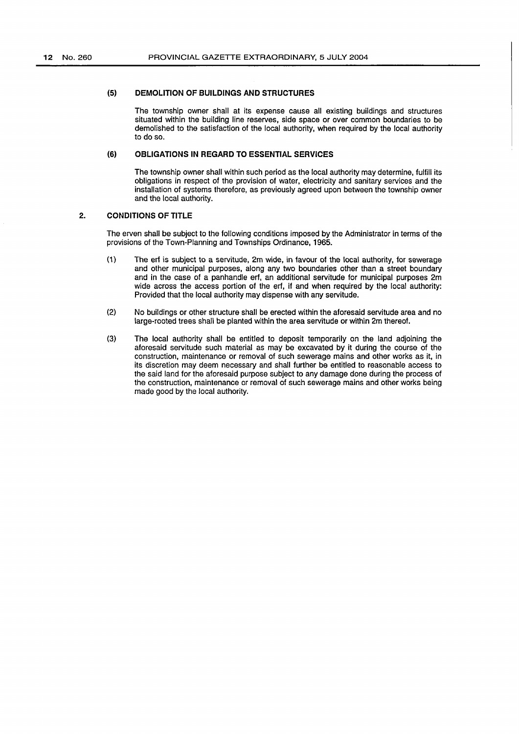#### (5) DEMOLITION OF BUILDINGS AND STRUCTURES

The township owner shall at its expense cause all existing buildings and structures situated within the building line reserves, side space or over common boundaries to be demolished to the satisfaction of the local authority, when required by the local authority to do so.

#### (6) OBLIGATIONS IN REGARD TO ESSENTIAL SERVICES

The township owner shall within such period as the local authority may determine, fulfill its obligations in respect of the provision of water, electricity and sanitary services and the installation of systems therefore, as previously agreed upon between the township owner and the local authority.

### 2. CONDITIONS OF TITLE

The erven shall be subject to the following conditions imposed by the Administrator in terms of the provisions of the Town-Planning and Townships Ordinance, 1965.

(1) The erf is subject to a servitude, 2m wide, in favour of the local authority, for sewerage and other municipal purposes, along any two boundaries other than a street boundary and in the case of a panhandle erf, an additional servitude for municipal purposes 2m wide across the access portion of the erf, if and when required by the local authority: Provided that the local authority may dispense with any servitude.

(2) No buildings or other structure shall be erected within the aforesaid servitude area and no large-rooted trees shall be planted within the area servitude or within 2m thereof.

(3) The local authority shall be entitled to deposit temporarily on the land adjoining the aforesaid servitude such material as may be excavated by it during the course of the construction, maintenance or removal of such sewerage mains and other works as it, in its discretion may deem necessary and shall further be entitled to reasonable access to the said land for the aforesaid purpose subject to any damage done during the process of the construction, maintenance or removal of such sewerage mains and other works being made good by the local authority.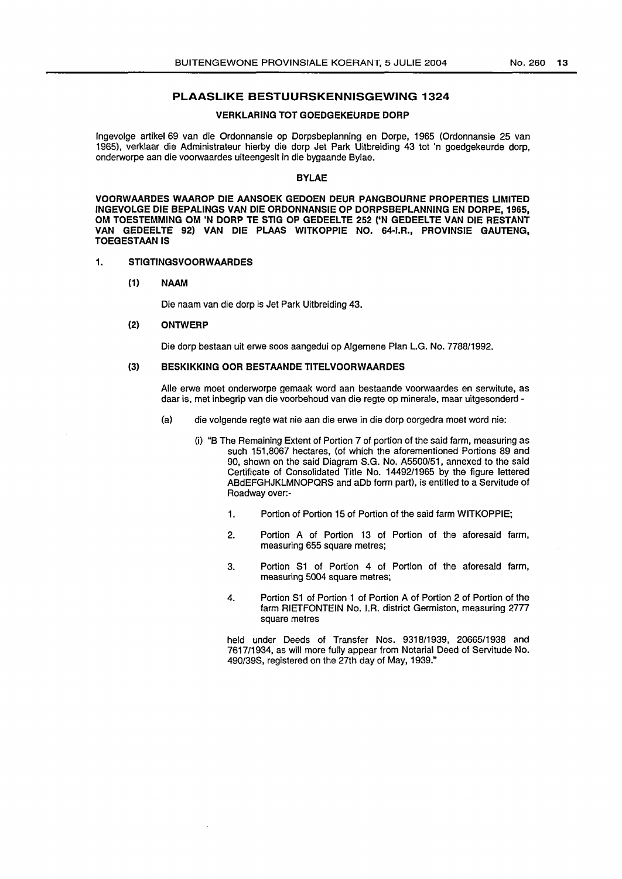## PLAASLIKE BESTUURSKENNISGEWING 1324

### VERKLARING TOT GOEDGEKEURDE DORP

Ingevolge artikel 69 van die Ordonnansie op Dorpsbeplanning en Dorpe, 1965 (Ordonnansie 25 van 1965), verklaar die Administrateur hierby die dorp Jet Park Uitbreiding 43 tot 'n goedgekeurde dorp, onderworpe aan die voorwaardes uiteengesit in die bygaande Bylae.

### BYLAE

**VOORWAARDES WAAROP DIE AANSOEK GEDOEN DEUR PANGBOURNE PROPERTIES LIMITED INGEVOLGE DIE BEPALINGS VAN DIE ORDONNANSIE OP DORPSBEPLANNING EN DORPE, 1965, OM TOESTEMMING OM 'N DORP TE STIG OP GEDEELTE 252 ('N GEDEELTE VAN DIE RESTANT VAN GEDEELTE 92) VAN DIE PLAAS WITKOPPIE NO. 64-I.R., PROVINSIE GAUTENG, TOEGESTAAN IS**

**1. STIGTINGSVOORWAARDES**

**(1) NAAM**

Die naam van die dorp is Jet Park Uitbreiding 43.

**(2) ONTWERP**

Die dorp bestaan uit erwe soos aangedui op Algemene Plan L.G. No. 7788/1992.

**(3) BESKIKKING OOR BESTAANDE TITELVOORWAARDES**

Alle erwe moet onderworpe gemaak word aan bestaande voorwaardes en serwitute, as daar is, met inbegrip van die voorbehoud van die regte op minerale, maar uitgesonderd -

(a) die volgende regte wat nie aan die erwe in die dorp oorgedra moet word nie:

(i) "B The Remaining Extent of Portion 7 of portion of the said farm, measuring as such 151,8067 hectares, (of which the aforementioned Portions 89 and 90, shown on the said Diagram S.G. No. A5500/51, annexed to the said Certificate of Consolidated Title No. 14492/1965 by the figure lettered ABdEFGHJKLMNOPQRS and aDb form part), is entitled to a Servitude of Roadway over:-

1. Portion of Portion 15 of Portion of the said farm WITKOPPIE;

2. Portion A of Portion 13 of Portion of the aforesaid farm, measuring 655 square metres;

3. Portion S1 of Portion 4 of Portion of the aforesaid farm, measuring 5004 square metres;

4. Portion S1 of Portion 1 of Portion A of Portion 2 of Portion of the farm RIETFONTEIN No. I.R. district Germiston, measuring 2777 square metres

held under Deeds of Transfer Nos. 9318/1939, 20665/1938 and 7617/1934, as will more fully appear from Notarial Deed of Servitude No. 490/39S, registered on the 27th day of May, 1939."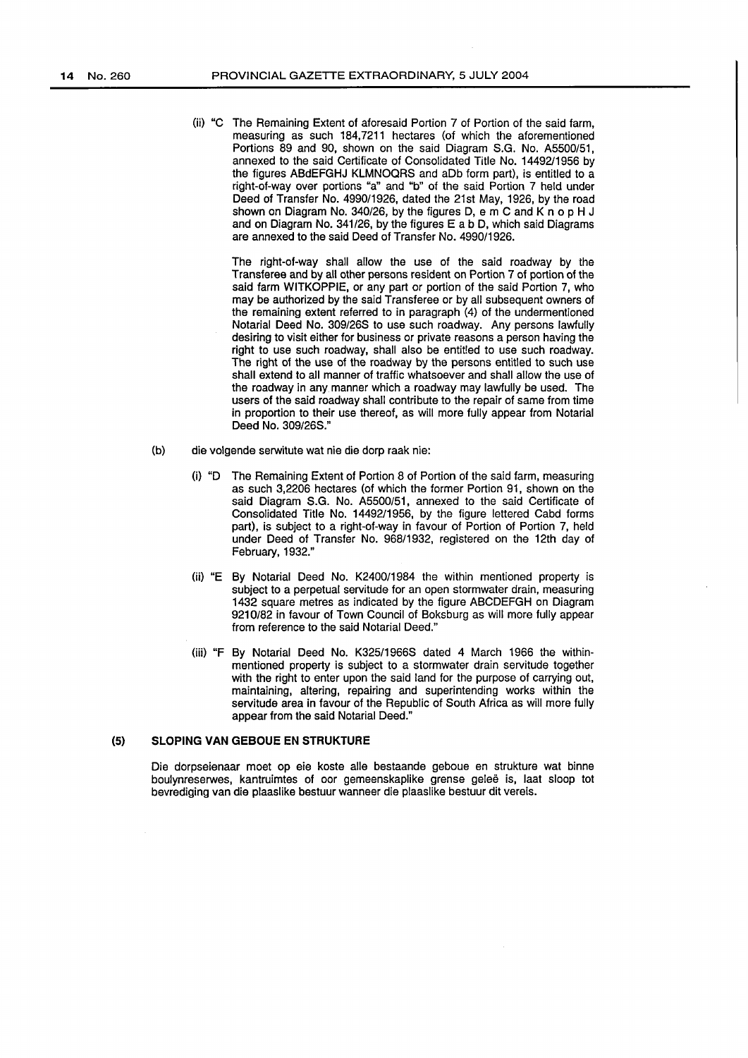(ii) "C The Remaining Extent of aforesaid Portion 7 of Portion of the said farm, measuring as such 184,7211 hectares (of which the aforementioned Portions 89 and 90, shown on the said Diagram S.G. No. A5500/51, annexed to the said Certificate of Consolidated Title No. 14492/1956 by the figures ABdEFGHJ KLMNOQRS and aDb form part), is entitled to a right-of-way over portions "a" and "b" of the said Portion 7 held under Deed of Transfer No. 4990/1926, dated the 21st May, 1926, by the road shown on Diagram No. 340/26, by the figures D, e m C and K n o p H J and on Diagram No. 341/26, by the figures E a b D, which said Diagrams are annexed to the said Deed of Transfer No. 4990/1926.

The right-of-way shall allow the use of the said roadway by the Transferee and by all other persons resident on Portion 7 of portion of the said farm WITKOPPIE, or any part or portion of the said Portion 7, who may be authorized by the said Transferee or by all subsequent owners of the remaining extent referred to in paragraph (4) of the undermentioned Notarial Deed No. 309/26S to use such roadway. Any persons lawfully desiring to visit either for business or private reasons a person having the right to use such roadway, shall also be entitled to use such roadway. The right of the use of the roadway by the persons entitled to such use shall extend to all manner of traffic whatsoever and shall allow the use of the roadway in any manner which a roadway may lawfully be used. The users of the said roadway shall contribute to the repair of same from time in proportion to their use thereof, as will more fully appear from Notarial Deed No. 309/26S."

(b) die volgende serwitute wat nie die dorp raak nie:

(i) "D The Remaining Extent of Portion 8 of Portion of the said farm, measuring as such 3,2206 hectares (of which the former Portion 91, shown on the said Diagram S.G. No. A5500/51, annexed to the said Certificate of Consolidated Title No. 14492/1956, by the figure lettered Cabd forms part), is subject to a right-of-way in favour of Portion of Portion 7, held under Deed of Transfer No. 968/1932, registered on the 12th day of February, 1932."

(ii) "E By Notarial Deed No. K2400/1984 the within mentioned property is subject to a perpetual servitude for an open stormwater drain, measuring 1432 square metres as indicated by the figure ABCDEFGH on Diagram 9210/82 in favour of Town Council of Boksburg as will more fully appear from reference to the said Notarial Deed."

(iii) "F By Notarial Deed No. K325/1966S dated 4 March 1966 the within-mentioned property is subject to a stormwater drain servitude together with the right to enter upon the said land for the purpose of carrying out, maintaining, altering, repairing and superintending works within the servitude area in favour of the Republic of South Africa as will more fully appear from the said Notarial Deed."

**(5) SLOPING VAN GEBOUE EN STRUKTURE**

Die dorpseienaar moet op eie koste alle bestaande geboue en strukture wat binne boulynreserwes, kantruimtes of oor gemeenskaplike grense geleë is, laat sloop tot bevrediging van die plaaslike bestuur wanneer die plaaslike bestuur dit vereis.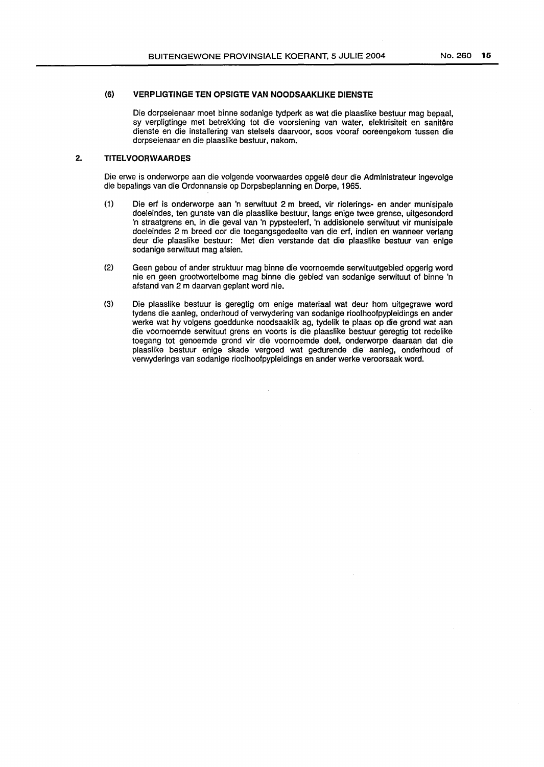### (6) VERPLIGTINGE TEN OPSIGTE VAN NOODSAAKLIKE DIENSTE

Die dorpseienaar moet binne sodanige tydperk as wat die plaaslike bestuur mag bepaal, sy verpligtinge met betrekking tot die voorsiening van water, elektrisiteit en sanitêre dienste en die installering van stelsels daarvoor, soos vooraf ooreengekom tussen die dorpseienaar en die plaaslike bestuur, nakom.

## 2. TITELVOORWAARDES

Die erwe is onderworpe aan die volgende voorwaardes opgelê deur die Administrateur ingevolge die bepalings van die Ordonnansie op Dorpsbeplanning en Dorpe, 1965.

(1) Die erf is onderworpe aan 'n serwituut 2 m breed, vir riolerings- en ander munisipale doeleindes, ten gunste van die plaaslike bestuur, langs enige twee grense, uitgesonderd 'n straatgrens en, in die geval van 'n pypsteelerf, 'n addisionele serwituut vir munisipale doeleindes 2 m breed oor die toegangsgedeelte van die erf, indien en wanneer verlang deur die plaaslike bestuur: Met dien verstande dat die plaaslike bestuur van enige sodanige serwituut mag afsien.

(2) Geen gebou of ander struktuur mag binne die voornoemde serwituutgebied opgerig word nie en geen grootwortelbome mag binne die gebied van sodanige serwituut of binne 'n afstand van 2 m daarvan geplant word nie.

(3) Die plaaslike bestuur is geregtig om enige materiaal wat deur hom uitgegrawe word tydens die aanleg, onderhoud of verwydering van sodanige rioolhoofpypleidings en ander werke wat hy volgens goeddunke noodsaaklik ag, tydelik te plaas op die grond wat aan die voornoemde serwituut grens en voorts is die plaaslike bestuur geregtig tot redelike toegang tot genoemde grond vir die voornoemde doel, onderworpe daaraan dat die plaaslike bestuur enige skade vergoed wat gedurende die aanleg, onderhoud of verwyderings van sodanige rioolhoofpypleidings en ander werke veroorsaak word.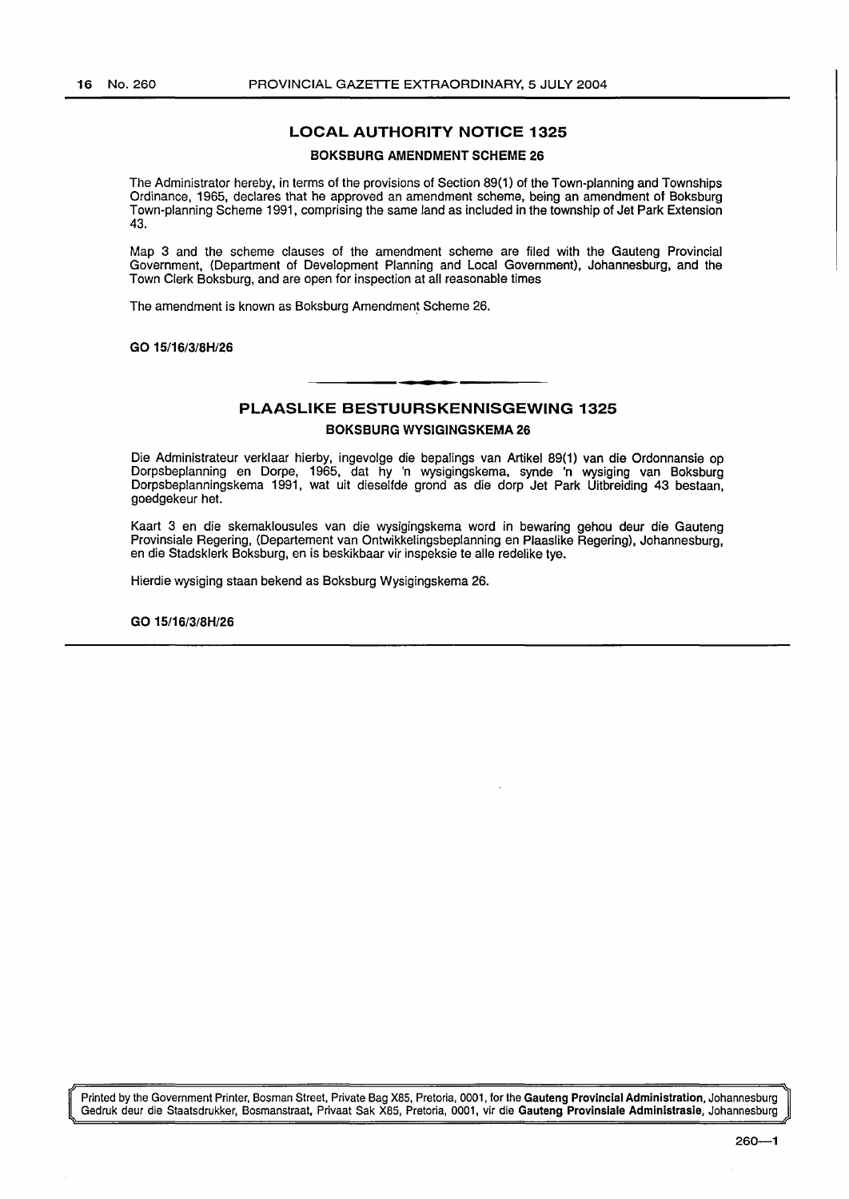## LOCAL AUTHORITY NOTICE 1325

### BOKSBURG AMENDMENT SCHEME 26

The Administrator hereby, in terms of the provisions of Section 89(1) of the Town-planning and Townships Ordinance, 1965, declares that he approved an amendment scheme, being an amendment of Boksburg Town-planning Scheme 1991, comprising the same land as included in the township of Jet Park Extension 43.

Map 3 and the scheme clauses of the amendment scheme are filed with the Gauteng Provincial Government, (Department of Development Planning and Local Government), Johannesburg, and the Town Clerk Boksburg, and are open for inspection at all reasonable times

The amendment is known as Boksburg Amendment Scheme 26.

**GO 15/16/3/8H/26**

## PLAASLIKE BESTUURSKENNISGEWING 1325

### BOKSBURG WYSIGINGSKEMA 26

Die Administrateur verklaar hierby, ingevolge die bepalings van Artikel 89(1) van die Ordonnansie op Dorpsbeplanning en Dorpe, 1965, dat hy 'n wysigingskema, synde 'n wysiging van Boksburg Dorpsbeplanningskema 1991, wat uit dieselfde grond as die dorp Jet Park Uitbreiding 43 bestaan, goedgekeur het.

Kaart 3 en die skemaklousules van die wysigingskema word in bewaring gehou deur die Gauteng Provinsiale Regering, (Departement van Ontwikkelingsbeplanning en Plaaslike Regering), Johannesburg, en die Stadsklerk Boksburg, en is beskikbaar vir inspeksie te alle redelike tye.

Hierdie wysiging staan bekend as Boksburg Wysigingskema 26.

**GO 15/16/3/8H/26**

Printed by the Government Printer, Bosman Street, Private Bag X85, Pretoria, 0001, for the **Gauteng Provincial Administration**, Johannesburg
Gedruk deur die Staatsdrukker, Bosmanstraat, Privaat Sak X85, Pretoria, 0001, vir die **Gauteng Provinsiale Administrasie**, Johannesburg

260—1